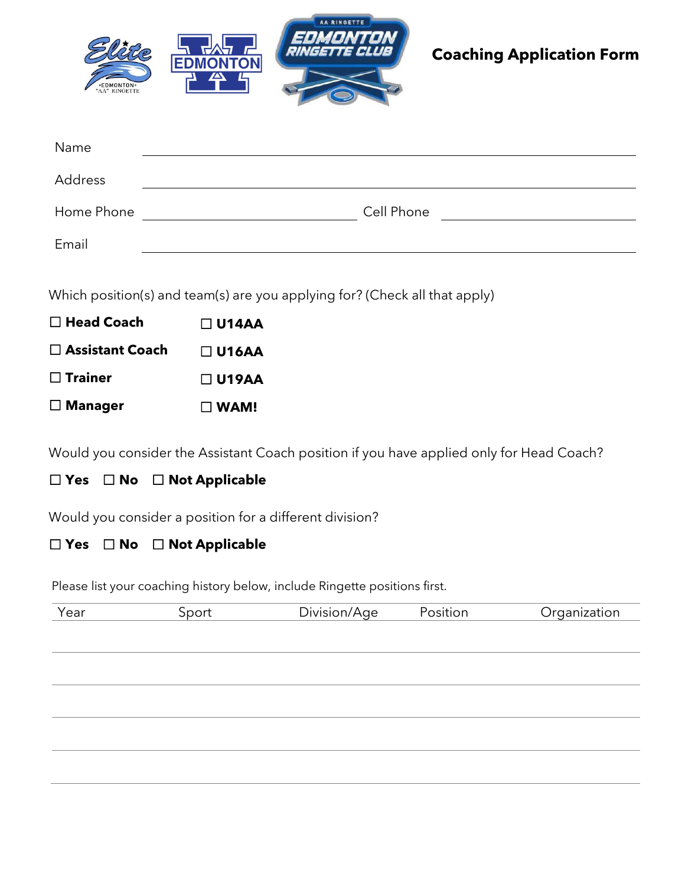# Coaching Application Form

Name ____________________________________________

Address ____________________________________________

Home Phone ______________________ Cell Phone ______________________

Email ____________________________________________

Which position(s) and team(s) are you applying for? (Check all that apply)

| | |
|---|---|
| ☐ **Head Coach** | ☐ **U14AA** |
| ☐ **Assistant Coach** | ☐ **U16AA** |
| ☐ **Trainer** | ☐ **U19AA** |
| ☐ **Manager** | ☐ **WAM!** |

Would you consider the Assistant Coach position if you have applied only for Head Coach?

☐ **Yes** ☐ **No** ☐ **Not Applicable**

Would you consider a position for a different division?

☐ **Yes** ☐ **No** ☐ **Not Applicable**

Please list your coaching history below, include Ringette positions first.

| Year | Sport | Division/Age | Position | Organization |
|---|---|---|---|---|
| | | | | |
| | | | | |
| | | | | |
| | | | | |
| | | | | |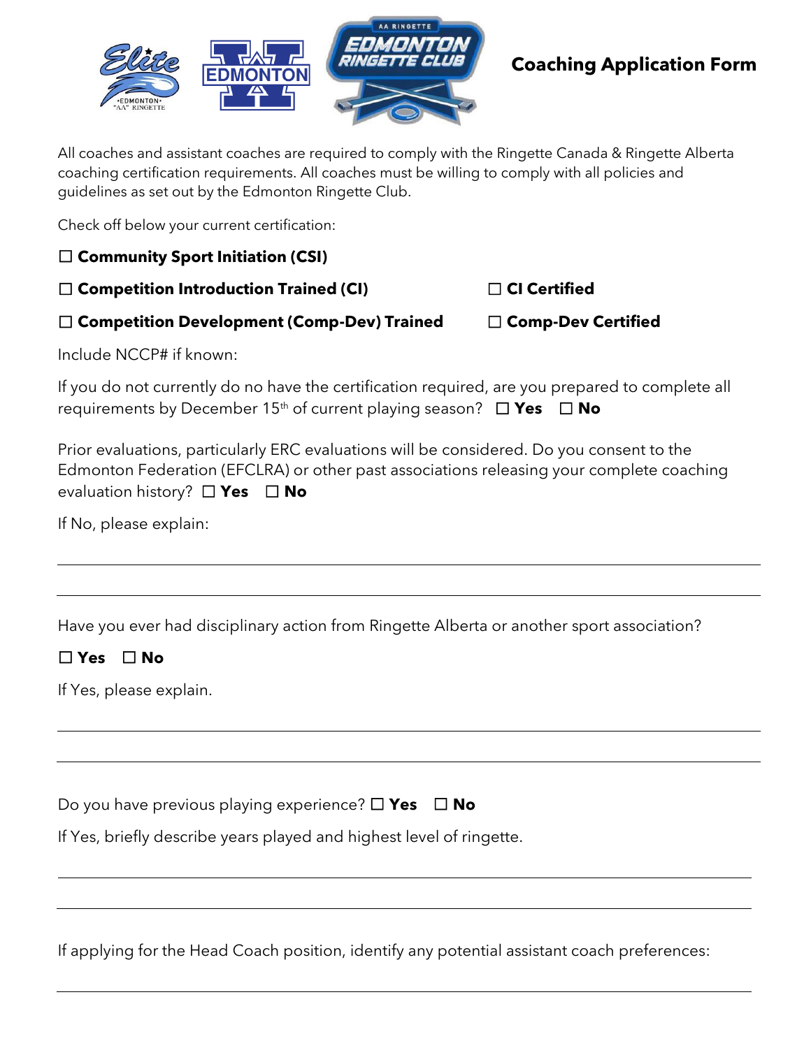# Coaching Application Form

All coaches and assistant coaches are required to comply with the Ringette Canada & Ringette Alberta coaching certification requirements. All coaches must be willing to comply with all policies and guidelines as set out by the Edmonton Ringette Club.

Check off below your current certification:

☐ **Community Sport Initiation (CSI)**

☐ **Competition Introduction Trained (CI)** ☐ **CI Certified**

☐ **Competition Development (Comp-Dev) Trained** ☐ **Comp-Dev Certified**

Include NCCP# if known:

If you do not currently do no have the certification required, are you prepared to complete all requirements by December 15th of current playing season? ☐ **Yes** ☐ **No**

Prior evaluations, particularly ERC evaluations will be considered. Do you consent to the Edmonton Federation (EFCLRA) or other past associations releasing your complete coaching evaluation history? ☐ **Yes** ☐ **No**

If No, please explain:

---

---

Have you ever had disciplinary action from Ringette Alberta or another sport association?

☐ **Yes** ☐ **No**

If Yes, please explain.

---

---

Do you have previous playing experience? ☐ **Yes** ☐ **No**

If Yes, briefly describe years played and highest level of ringette.

---

---

If applying for the Head Coach position, identify any potential assistant coach preferences:

---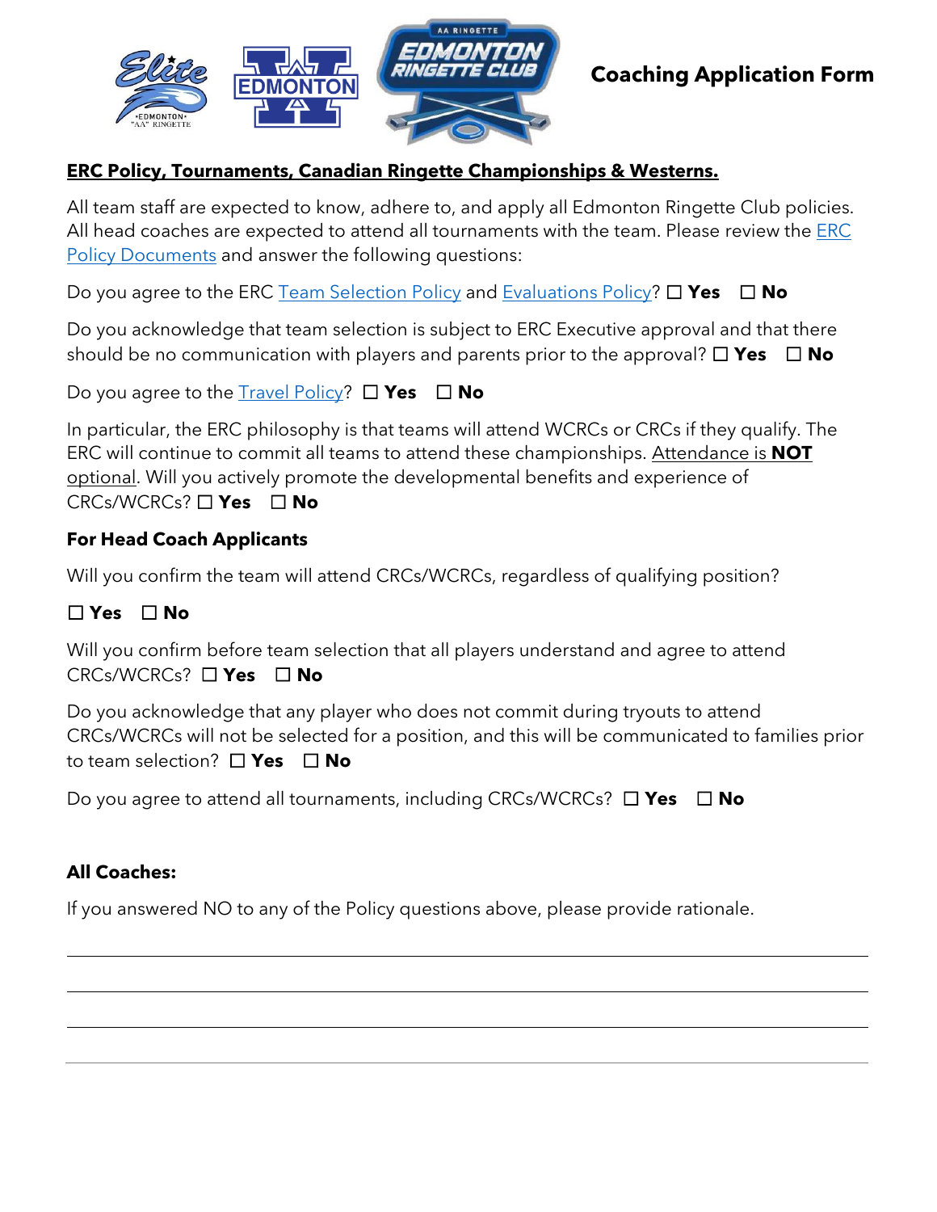**Coaching Application Form**

## ERC Policy, Tournaments, Canadian Ringette Championships & Westerns.

All team staff are expected to know, adhere to, and apply all Edmonton Ringette Club policies. All head coaches are expected to attend all tournaments with the team. Please review the ERC Policy Documents and answer the following questions:

Do you agree to the ERC Team Selection Policy and Evaluations Policy? ☐ **Yes** ☐ **No**

Do you acknowledge that team selection is subject to ERC Executive approval and that there should be no communication with players and parents prior to the approval? ☐ **Yes** ☐ **No**

Do you agree to the Travel Policy? ☐ **Yes** ☐ **No**

In particular, the ERC philosophy is that teams will attend WCRCs or CRCs if they qualify. The ERC will continue to commit all teams to attend these championships. Attendance is **NOT** optional. Will you actively promote the developmental benefits and experience of CRCs/WCRCs? ☐ **Yes** ☐ **No**

### For Head Coach Applicants

Will you confirm the team will attend CRCs/WCRCs, regardless of qualifying position?

☐ **Yes** ☐ **No**

Will you confirm before team selection that all players understand and agree to attend CRCs/WCRCs? ☐ **Yes** ☐ **No**

Do you acknowledge that any player who does not commit during tryouts to attend CRCs/WCRCs will not be selected for a position, and this will be communicated to families prior to team selection? ☐ **Yes** ☐ **No**

Do you agree to attend all tournaments, including CRCs/WCRCs? ☐ **Yes** ☐ **No**

### All Coaches:

If you answered NO to any of the Policy questions above, please provide rationale.

___

___

___

___